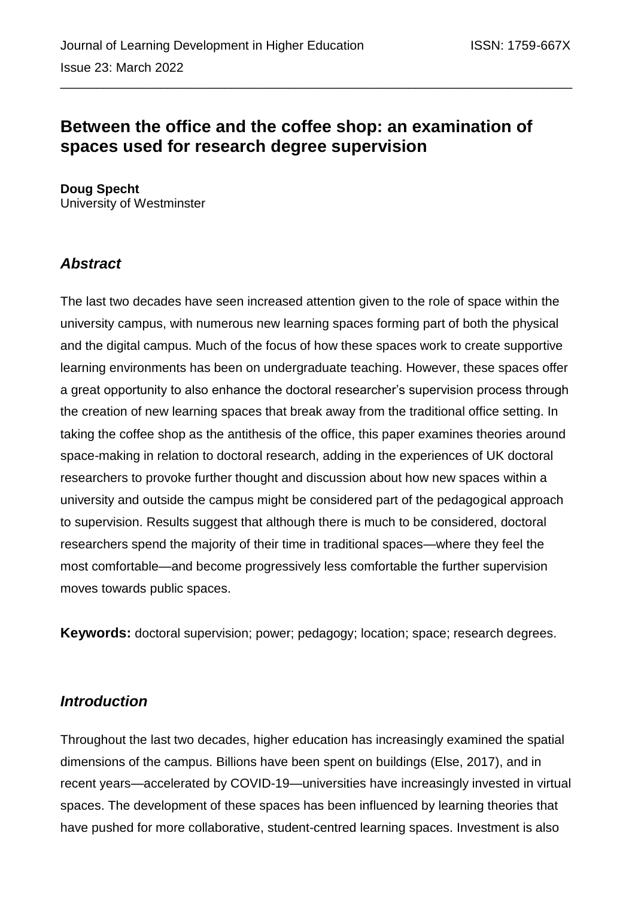# Between the office and the coffee shop: an examination of spaces used for research degree supervision

**Doug Specht**
University of Westminster

## *Abstract*

The last two decades have seen increased attention given to the role of space within the university campus, with numerous new learning spaces forming part of both the physical and the digital campus. Much of the focus of how these spaces work to create supportive learning environments has been on undergraduate teaching. However, these spaces offer a great opportunity to also enhance the doctoral researcher's supervision process through the creation of new learning spaces that break away from the traditional office setting. In taking the coffee shop as the antithesis of the office, this paper examines theories around space-making in relation to doctoral research, adding in the experiences of UK doctoral researchers to provoke further thought and discussion about how new spaces within a university and outside the campus might be considered part of the pedagogical approach to supervision. Results suggest that although there is much to be considered, doctoral researchers spend the majority of their time in traditional spaces—where they feel the most comfortable—and become progressively less comfortable the further supervision moves towards public spaces.

**Keywords:** doctoral supervision; power; pedagogy; location; space; research degrees.

## *Introduction*

Throughout the last two decades, higher education has increasingly examined the spatial dimensions of the campus. Billions have been spent on buildings (Else, 2017), and in recent years—accelerated by COVID-19—universities have increasingly invested in virtual spaces. The development of these spaces has been influenced by learning theories that have pushed for more collaborative, student-centred learning spaces. Investment is also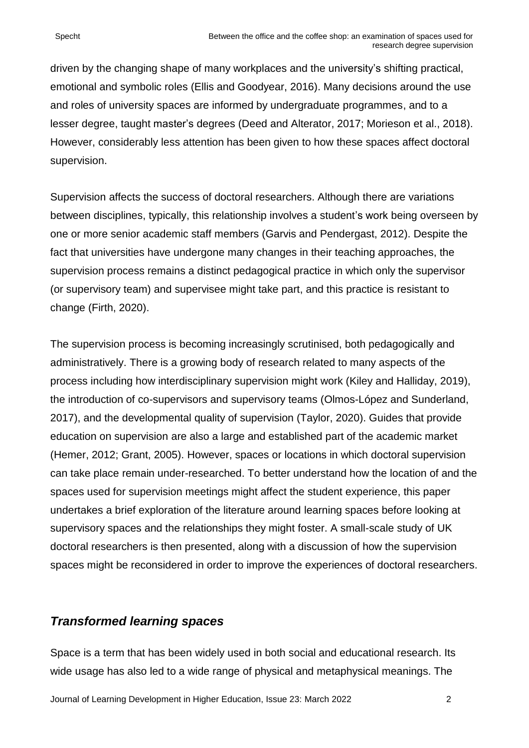driven by the changing shape of many workplaces and the university's shifting practical, emotional and symbolic roles (Ellis and Goodyear, 2016). Many decisions around the use and roles of university spaces are informed by undergraduate programmes, and to a lesser degree, taught master's degrees (Deed and Alterator, 2017; Morieson et al., 2018). However, considerably less attention has been given to how these spaces affect doctoral supervision.

Supervision affects the success of doctoral researchers. Although there are variations between disciplines, typically, this relationship involves a student's work being overseen by one or more senior academic staff members (Garvis and Pendergast, 2012). Despite the fact that universities have undergone many changes in their teaching approaches, the supervision process remains a distinct pedagogical practice in which only the supervisor (or supervisory team) and supervisee might take part, and this practice is resistant to change (Firth, 2020).

The supervision process is becoming increasingly scrutinised, both pedagogically and administratively. There is a growing body of research related to many aspects of the process including how interdisciplinary supervision might work (Kiley and Halliday, 2019), the introduction of co-supervisors and supervisory teams (Olmos-López and Sunderland, 2017), and the developmental quality of supervision (Taylor, 2020). Guides that provide education on supervision are also a large and established part of the academic market (Hemer, 2012; Grant, 2005). However, spaces or locations in which doctoral supervision can take place remain under-researched. To better understand how the location of and the spaces used for supervision meetings might affect the student experience, this paper undertakes a brief exploration of the literature around learning spaces before looking at supervisory spaces and the relationships they might foster. A small-scale study of UK doctoral researchers is then presented, along with a discussion of how the supervision spaces might be reconsidered in order to improve the experiences of doctoral researchers.

## *Transformed learning spaces*

Space is a term that has been widely used in both social and educational research. Its wide usage has also led to a wide range of physical and metaphysical meanings. The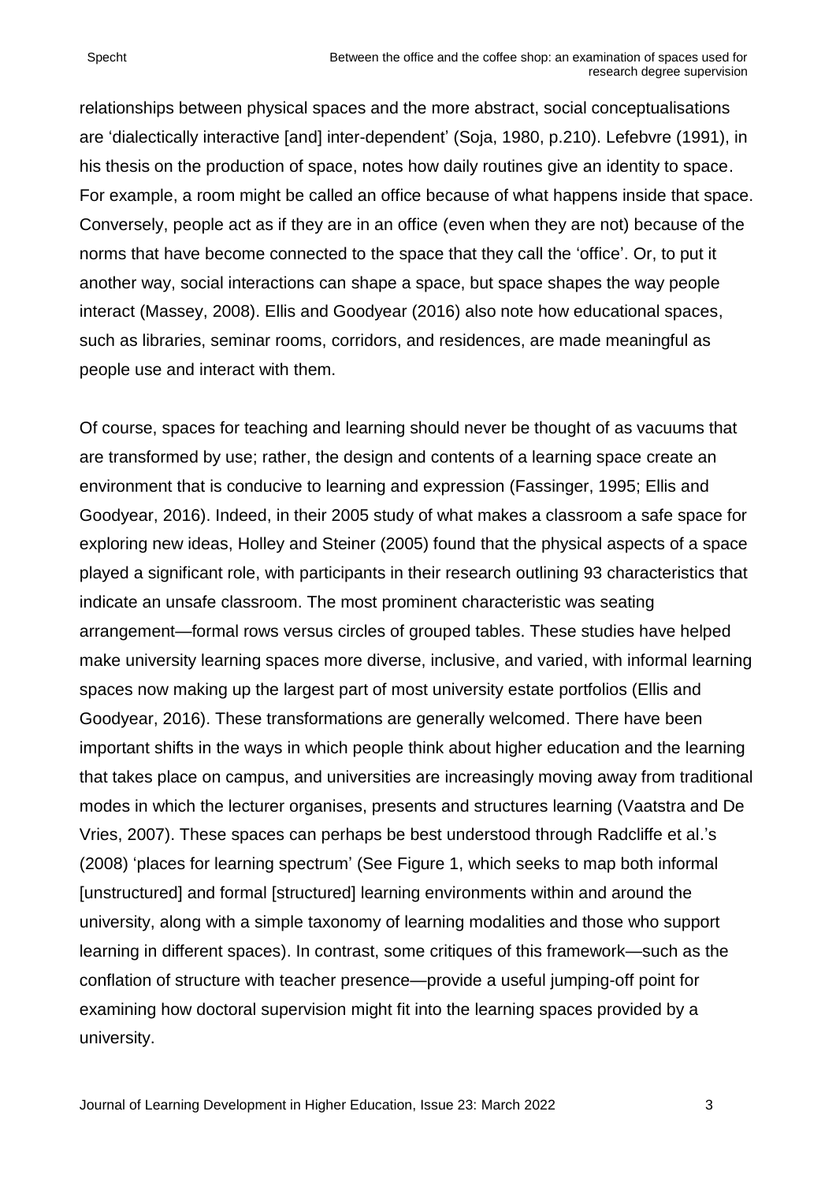relationships between physical spaces and the more abstract, social conceptualisations are 'dialectically interactive [and] inter-dependent' (Soja, 1980, p.210). Lefebvre (1991), in his thesis on the production of space, notes how daily routines give an identity to space. For example, a room might be called an office because of what happens inside that space. Conversely, people act as if they are in an office (even when they are not) because of the norms that have become connected to the space that they call the 'office'. Or, to put it another way, social interactions can shape a space, but space shapes the way people interact (Massey, 2008). Ellis and Goodyear (2016) also note how educational spaces, such as libraries, seminar rooms, corridors, and residences, are made meaningful as people use and interact with them.

Of course, spaces for teaching and learning should never be thought of as vacuums that are transformed by use; rather, the design and contents of a learning space create an environment that is conducive to learning and expression (Fassinger, 1995; Ellis and Goodyear, 2016). Indeed, in their 2005 study of what makes a classroom a safe space for exploring new ideas, Holley and Steiner (2005) found that the physical aspects of a space played a significant role, with participants in their research outlining 93 characteristics that indicate an unsafe classroom. The most prominent characteristic was seating arrangement—formal rows versus circles of grouped tables. These studies have helped make university learning spaces more diverse, inclusive, and varied, with informal learning spaces now making up the largest part of most university estate portfolios (Ellis and Goodyear, 2016). These transformations are generally welcomed. There have been important shifts in the ways in which people think about higher education and the learning that takes place on campus, and universities are increasingly moving away from traditional modes in which the lecturer organises, presents and structures learning (Vaatstra and De Vries, 2007). These spaces can perhaps be best understood through Radcliffe et al.'s (2008) 'places for learning spectrum' (See Figure 1, which seeks to map both informal [unstructured] and formal [structured] learning environments within and around the university, along with a simple taxonomy of learning modalities and those who support learning in different spaces). In contrast, some critiques of this framework—such as the conflation of structure with teacher presence—provide a useful jumping-off point for examining how doctoral supervision might fit into the learning spaces provided by a university.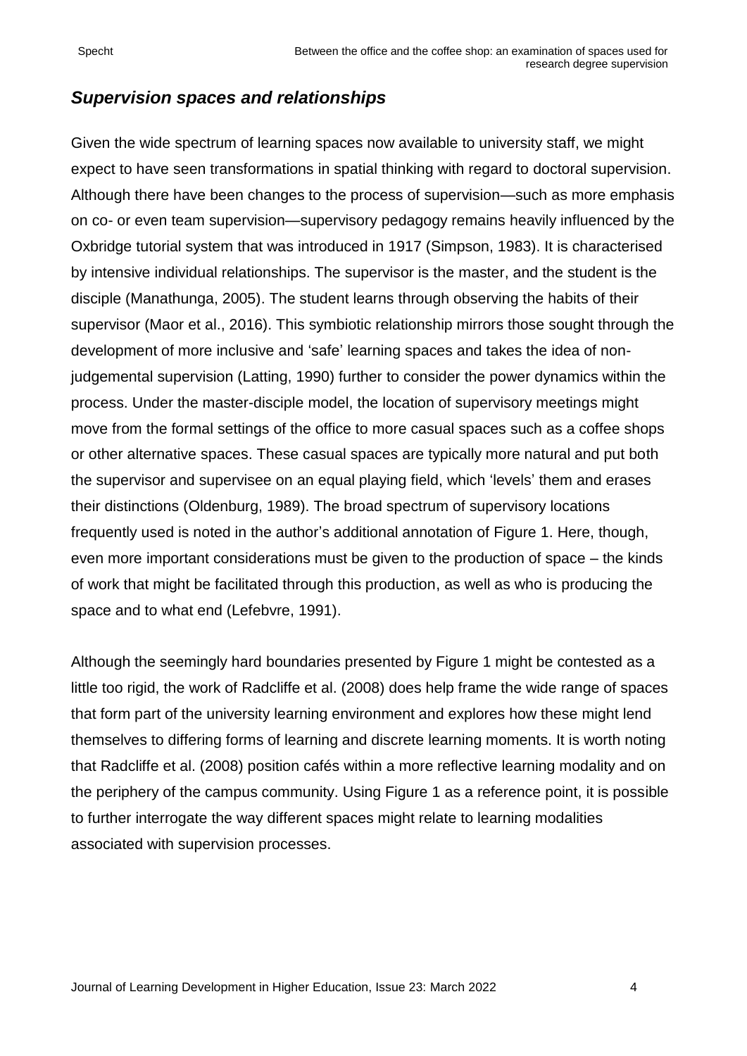## *Supervision spaces and relationships*

Given the wide spectrum of learning spaces now available to university staff, we might expect to have seen transformations in spatial thinking with regard to doctoral supervision. Although there have been changes to the process of supervision—such as more emphasis on co- or even team supervision—supervisory pedagogy remains heavily influenced by the Oxbridge tutorial system that was introduced in 1917 (Simpson, 1983). It is characterised by intensive individual relationships. The supervisor is the master, and the student is the disciple (Manathunga, 2005). The student learns through observing the habits of their supervisor (Maor et al., 2016). This symbiotic relationship mirrors those sought through the development of more inclusive and 'safe' learning spaces and takes the idea of non-judgemental supervision (Latting, 1990) further to consider the power dynamics within the process. Under the master-disciple model, the location of supervisory meetings might move from the formal settings of the office to more casual spaces such as a coffee shops or other alternative spaces. These casual spaces are typically more natural and put both the supervisor and supervisee on an equal playing field, which 'levels' them and erases their distinctions (Oldenburg, 1989). The broad spectrum of supervisory locations frequently used is noted in the author's additional annotation of Figure 1. Here, though, even more important considerations must be given to the production of space – the kinds of work that might be facilitated through this production, as well as who is producing the space and to what end (Lefebvre, 1991).

Although the seemingly hard boundaries presented by Figure 1 might be contested as a little too rigid, the work of Radcliffe et al. (2008) does help frame the wide range of spaces that form part of the university learning environment and explores how these might lend themselves to differing forms of learning and discrete learning moments. It is worth noting that Radcliffe et al. (2008) position cafés within a more reflective learning modality and on the periphery of the campus community. Using Figure 1 as a reference point, it is possible to further interrogate the way different spaces might relate to learning modalities associated with supervision processes.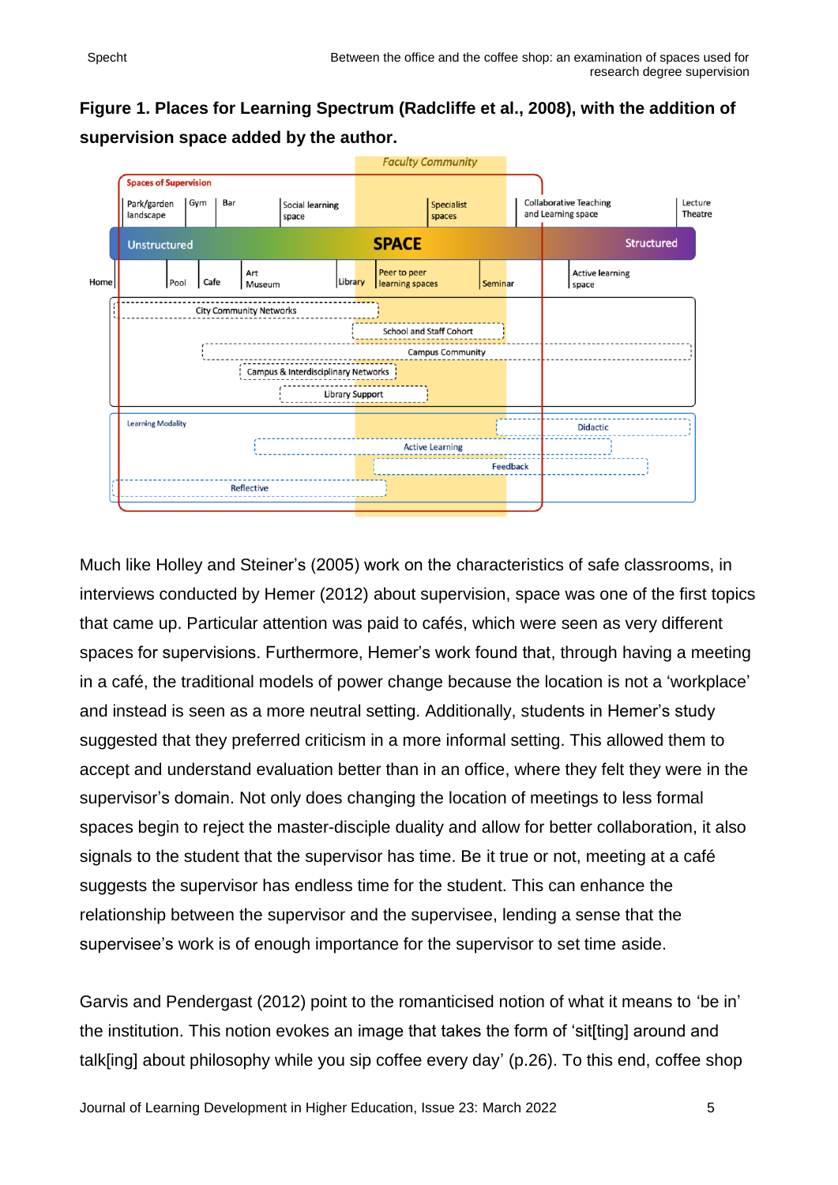**Figure 1. Places for Learning Spectrum (Radcliffe et al., 2008), with the addition of supervision space added by the author.**

Faculty Community

Spaces of Supervision

Park/garden landscape

Gym

Bar

Social learning space

Specialist spaces

Collaborative Teaching and Learning space

Lecture Theatre

Unstructured

SPACE

Structured

Home

Pool

Cafe

Art Museum

Library

Peer to peer learning spaces

Seminar

Active learning space

City Community Networks

School and Staff Cohort

Campus Community

Campus & Interdisciplinary Networks

Library Support

Learning Modality

Didactic

Active Learning

Feedback

Reflective

Much like Holley and Steiner's (2005) work on the characteristics of safe classrooms, in interviews conducted by Hemer (2012) about supervision, space was one of the first topics that came up. Particular attention was paid to cafés, which were seen as very different spaces for supervisions. Furthermore, Hemer's work found that, through having a meeting in a café, the traditional models of power change because the location is not a 'workplace' and instead is seen as a more neutral setting. Additionally, students in Hemer's study suggested that they preferred criticism in a more informal setting. This allowed them to accept and understand evaluation better than in an office, where they felt they were in the supervisor's domain. Not only does changing the location of meetings to less formal spaces begin to reject the master-disciple duality and allow for better collaboration, it also signals to the student that the supervisor has time. Be it true or not, meeting at a café suggests the supervisor has endless time for the student. This can enhance the relationship between the supervisor and the supervisee, lending a sense that the supervisee's work is of enough importance for the supervisor to set time aside.

Garvis and Pendergast (2012) point to the romanticised notion of what it means to 'be in' the institution. This notion evokes an image that takes the form of 'sit[ting] around and talk[ing] about philosophy while you sip coffee every day' (p.26). To this end, coffee shop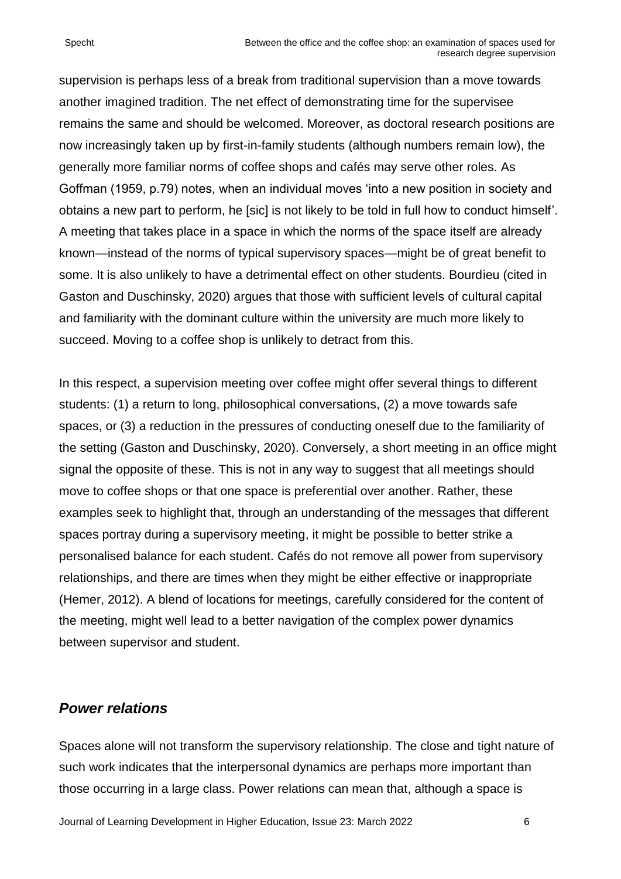supervision is perhaps less of a break from traditional supervision than a move towards another imagined tradition. The net effect of demonstrating time for the supervisee remains the same and should be welcomed. Moreover, as doctoral research positions are now increasingly taken up by first-in-family students (although numbers remain low), the generally more familiar norms of coffee shops and cafés may serve other roles. As Goffman (1959, p.79) notes, when an individual moves 'into a new position in society and obtains a new part to perform, he [sic] is not likely to be told in full how to conduct himself'. A meeting that takes place in a space in which the norms of the space itself are already known—instead of the norms of typical supervisory spaces—might be of great benefit to some. It is also unlikely to have a detrimental effect on other students. Bourdieu (cited in Gaston and Duschinsky, 2020) argues that those with sufficient levels of cultural capital and familiarity with the dominant culture within the university are much more likely to succeed. Moving to a coffee shop is unlikely to detract from this.

In this respect, a supervision meeting over coffee might offer several things to different students: (1) a return to long, philosophical conversations, (2) a move towards safe spaces, or (3) a reduction in the pressures of conducting oneself due to the familiarity of the setting (Gaston and Duschinsky, 2020). Conversely, a short meeting in an office might signal the opposite of these. This is not in any way to suggest that all meetings should move to coffee shops or that one space is preferential over another. Rather, these examples seek to highlight that, through an understanding of the messages that different spaces portray during a supervisory meeting, it might be possible to better strike a personalised balance for each student. Cafés do not remove all power from supervisory relationships, and there are times when they might be either effective or inappropriate (Hemer, 2012). A blend of locations for meetings, carefully considered for the content of the meeting, might well lead to a better navigation of the complex power dynamics between supervisor and student.

## *Power relations*

Spaces alone will not transform the supervisory relationship. The close and tight nature of such work indicates that the interpersonal dynamics are perhaps more important than those occurring in a large class. Power relations can mean that, although a space is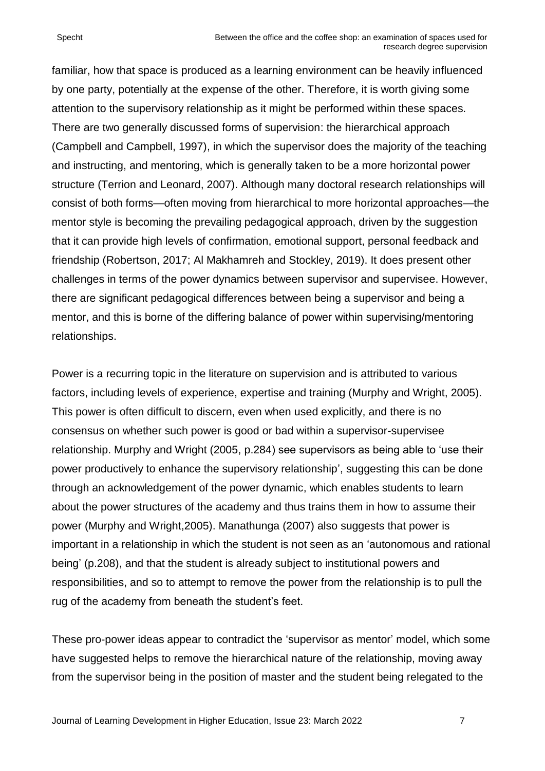familiar, how that space is produced as a learning environment can be heavily influenced by one party, potentially at the expense of the other. Therefore, it is worth giving some attention to the supervisory relationship as it might be performed within these spaces. There are two generally discussed forms of supervision: the hierarchical approach (Campbell and Campbell, 1997), in which the supervisor does the majority of the teaching and instructing, and mentoring, which is generally taken to be a more horizontal power structure (Terrion and Leonard, 2007). Although many doctoral research relationships will consist of both forms—often moving from hierarchical to more horizontal approaches—the mentor style is becoming the prevailing pedagogical approach, driven by the suggestion that it can provide high levels of confirmation, emotional support, personal feedback and friendship (Robertson, 2017; Al Makhamreh and Stockley, 2019). It does present other challenges in terms of the power dynamics between supervisor and supervisee. However, there are significant pedagogical differences between being a supervisor and being a mentor, and this is borne of the differing balance of power within supervising/mentoring relationships.

Power is a recurring topic in the literature on supervision and is attributed to various factors, including levels of experience, expertise and training (Murphy and Wright, 2005). This power is often difficult to discern, even when used explicitly, and there is no consensus on whether such power is good or bad within a supervisor-supervisee relationship. Murphy and Wright (2005, p.284) see supervisors as being able to 'use their power productively to enhance the supervisory relationship', suggesting this can be done through an acknowledgement of the power dynamic, which enables students to learn about the power structures of the academy and thus trains them in how to assume their power (Murphy and Wright,2005). Manathunga (2007) also suggests that power is important in a relationship in which the student is not seen as an 'autonomous and rational being' (p.208), and that the student is already subject to institutional powers and responsibilities, and so to attempt to remove the power from the relationship is to pull the rug of the academy from beneath the student's feet.

These pro-power ideas appear to contradict the 'supervisor as mentor' model, which some have suggested helps to remove the hierarchical nature of the relationship, moving away from the supervisor being in the position of master and the student being relegated to the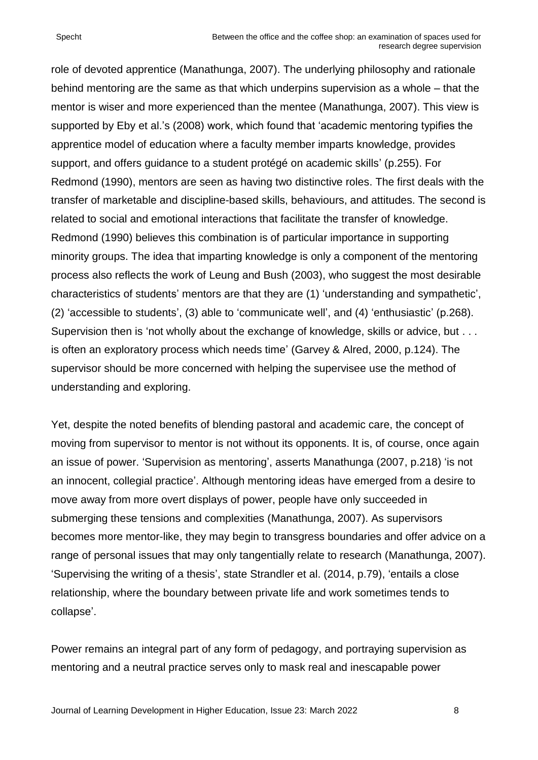role of devoted apprentice (Manathunga, 2007). The underlying philosophy and rationale behind mentoring are the same as that which underpins supervision as a whole – that the mentor is wiser and more experienced than the mentee (Manathunga, 2007). This view is supported by Eby et al.'s (2008) work, which found that 'academic mentoring typifies the apprentice model of education where a faculty member imparts knowledge, provides support, and offers guidance to a student protégé on academic skills' (p.255). For Redmond (1990), mentors are seen as having two distinctive roles. The first deals with the transfer of marketable and discipline-based skills, behaviours, and attitudes. The second is related to social and emotional interactions that facilitate the transfer of knowledge. Redmond (1990) believes this combination is of particular importance in supporting minority groups. The idea that imparting knowledge is only a component of the mentoring process also reflects the work of Leung and Bush (2003), who suggest the most desirable characteristics of students' mentors are that they are (1) 'understanding and sympathetic', (2) 'accessible to students', (3) able to 'communicate well', and (4) 'enthusiastic' (p.268). Supervision then is 'not wholly about the exchange of knowledge, skills or advice, but . . . is often an exploratory process which needs time' (Garvey & Alred, 2000, p.124). The supervisor should be more concerned with helping the supervisee use the method of understanding and exploring.

Yet, despite the noted benefits of blending pastoral and academic care, the concept of moving from supervisor to mentor is not without its opponents. It is, of course, once again an issue of power. 'Supervision as mentoring', asserts Manathunga (2007, p.218) 'is not an innocent, collegial practice'. Although mentoring ideas have emerged from a desire to move away from more overt displays of power, people have only succeeded in submerging these tensions and complexities (Manathunga, 2007). As supervisors becomes more mentor-like, they may begin to transgress boundaries and offer advice on a range of personal issues that may only tangentially relate to research (Manathunga, 2007). 'Supervising the writing of a thesis', state Strandler et al. (2014, p.79), 'entails a close relationship, where the boundary between private life and work sometimes tends to collapse'.

Power remains an integral part of any form of pedagogy, and portraying supervision as mentoring and a neutral practice serves only to mask real and inescapable power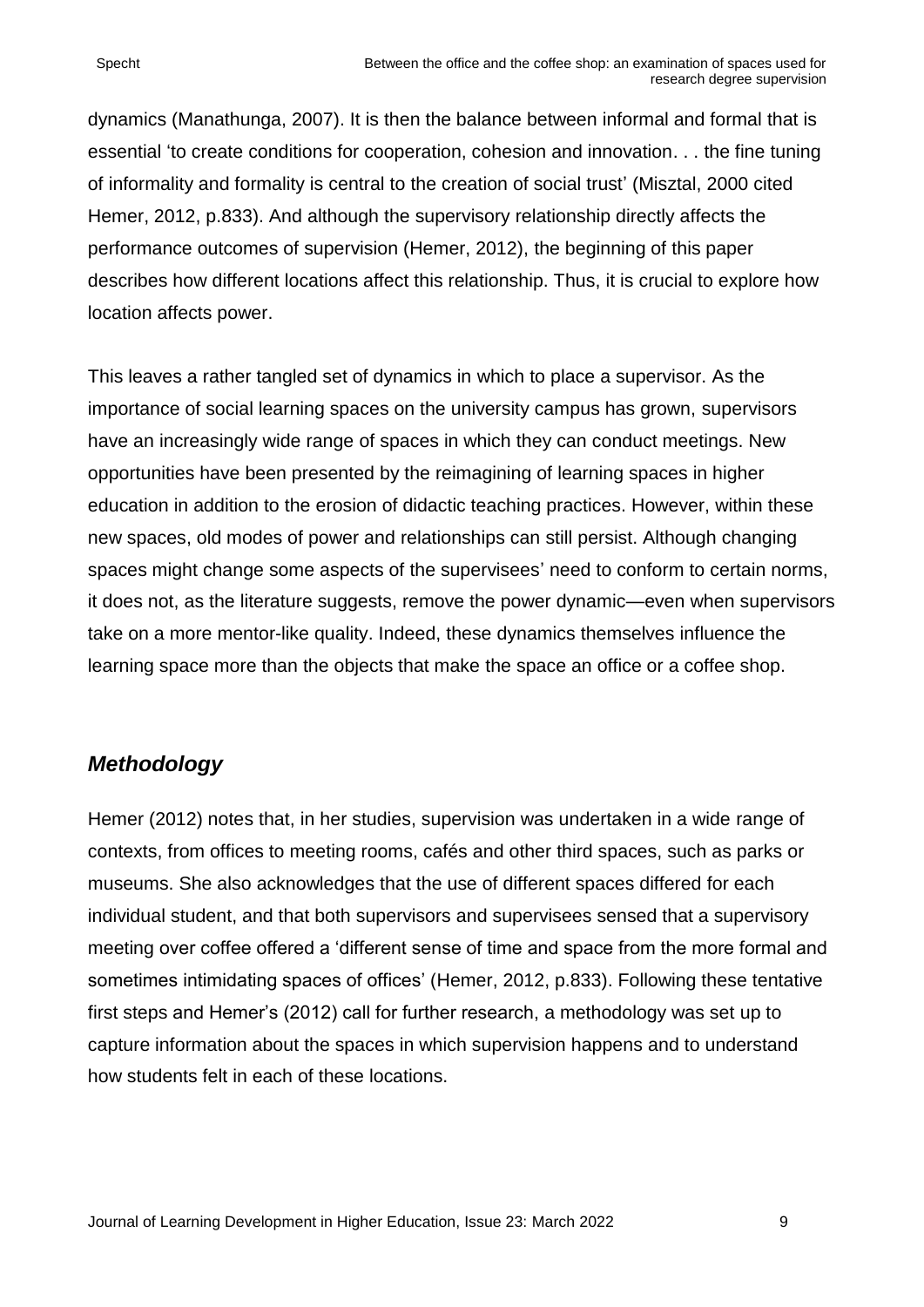dynamics (Manathunga, 2007). It is then the balance between informal and formal that is essential 'to create conditions for cooperation, cohesion and innovation. . . the fine tuning of informality and formality is central to the creation of social trust' (Misztal, 2000 cited Hemer, 2012, p.833). And although the supervisory relationship directly affects the performance outcomes of supervision (Hemer, 2012), the beginning of this paper describes how different locations affect this relationship. Thus, it is crucial to explore how location affects power.

This leaves a rather tangled set of dynamics in which to place a supervisor. As the importance of social learning spaces on the university campus has grown, supervisors have an increasingly wide range of spaces in which they can conduct meetings. New opportunities have been presented by the reimagining of learning spaces in higher education in addition to the erosion of didactic teaching practices. However, within these new spaces, old modes of power and relationships can still persist. Although changing spaces might change some aspects of the supervisees' need to conform to certain norms, it does not, as the literature suggests, remove the power dynamic—even when supervisors take on a more mentor-like quality. Indeed, these dynamics themselves influence the learning space more than the objects that make the space an office or a coffee shop.

## *Methodology*

Hemer (2012) notes that, in her studies, supervision was undertaken in a wide range of contexts, from offices to meeting rooms, cafés and other third spaces, such as parks or museums. She also acknowledges that the use of different spaces differed for each individual student, and that both supervisors and supervisees sensed that a supervisory meeting over coffee offered a 'different sense of time and space from the more formal and sometimes intimidating spaces of offices' (Hemer, 2012, p.833). Following these tentative first steps and Hemer's (2012) call for further research, a methodology was set up to capture information about the spaces in which supervision happens and to understand how students felt in each of these locations.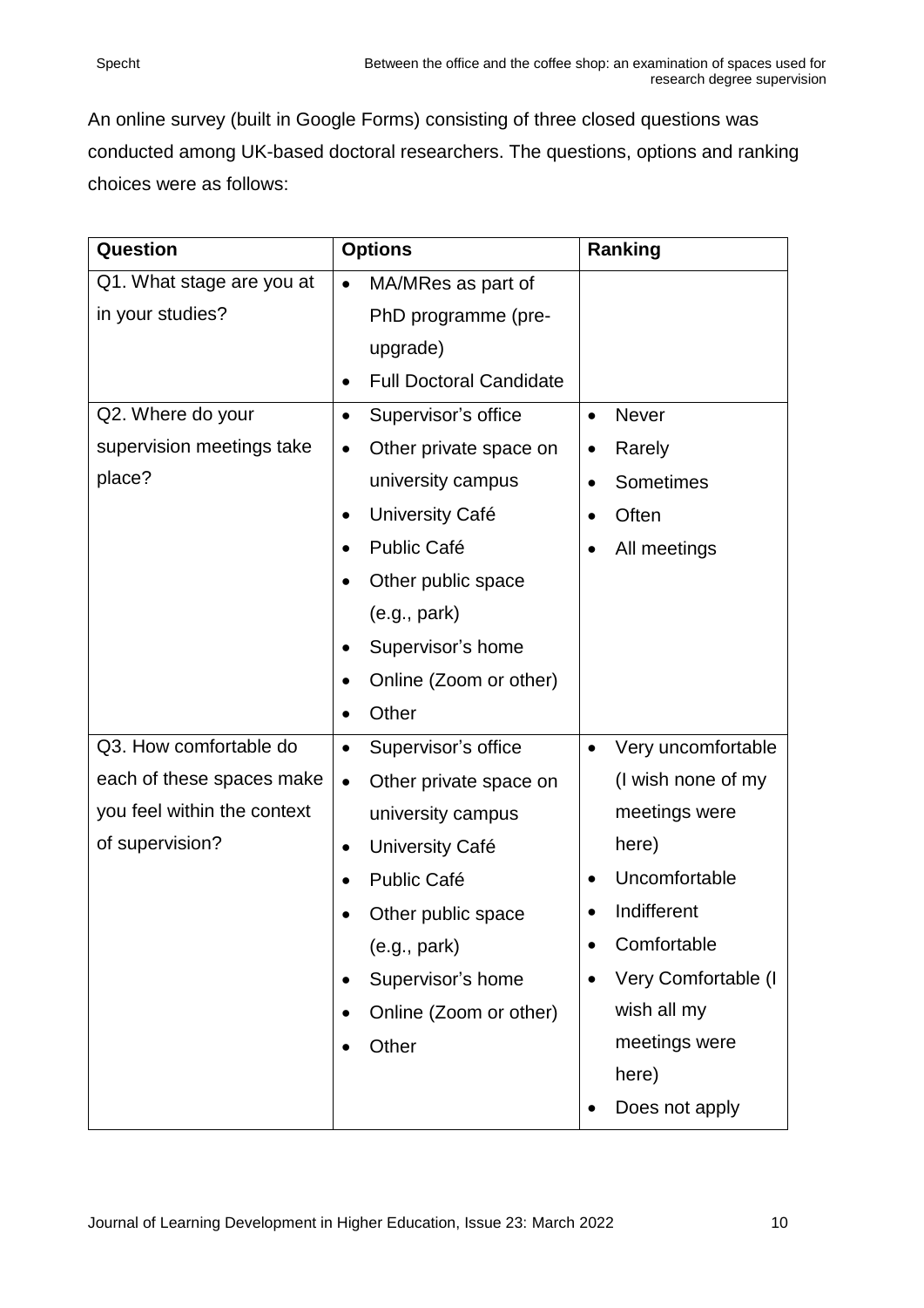An online survey (built in Google Forms) consisting of three closed questions was conducted among UK-based doctoral researchers. The questions, options and ranking choices were as follows:

| Question | Options | Ranking |
|---|---|---|
| Q1. What stage are you at in your studies? | • MA/MRes as part of PhD programme (pre-upgrade)<br>• Full Doctoral Candidate | |
| Q2. Where do your supervision meetings take place? | • Supervisor's office<br>• Other private space on university campus<br>• University Café<br>• Public Café<br>• Other public space (e.g., park)<br>• Supervisor's home<br>• Online (Zoom or other)<br>• Other | • Never<br>• Rarely<br>• Sometimes<br>• Often<br>• All meetings |
| Q3. How comfortable do each of these spaces make you feel within the context of supervision? | • Supervisor's office<br>• Other private space on university campus<br>• University Café<br>• Public Café<br>• Other public space (e.g., park)<br>• Supervisor's home<br>• Online (Zoom or other)<br>• Other | • Very uncomfortable (I wish none of my meetings were here)<br>• Uncomfortable<br>• Indifferent<br>• Comfortable<br>• Very Comfortable (I wish all my meetings were here)<br>• Does not apply |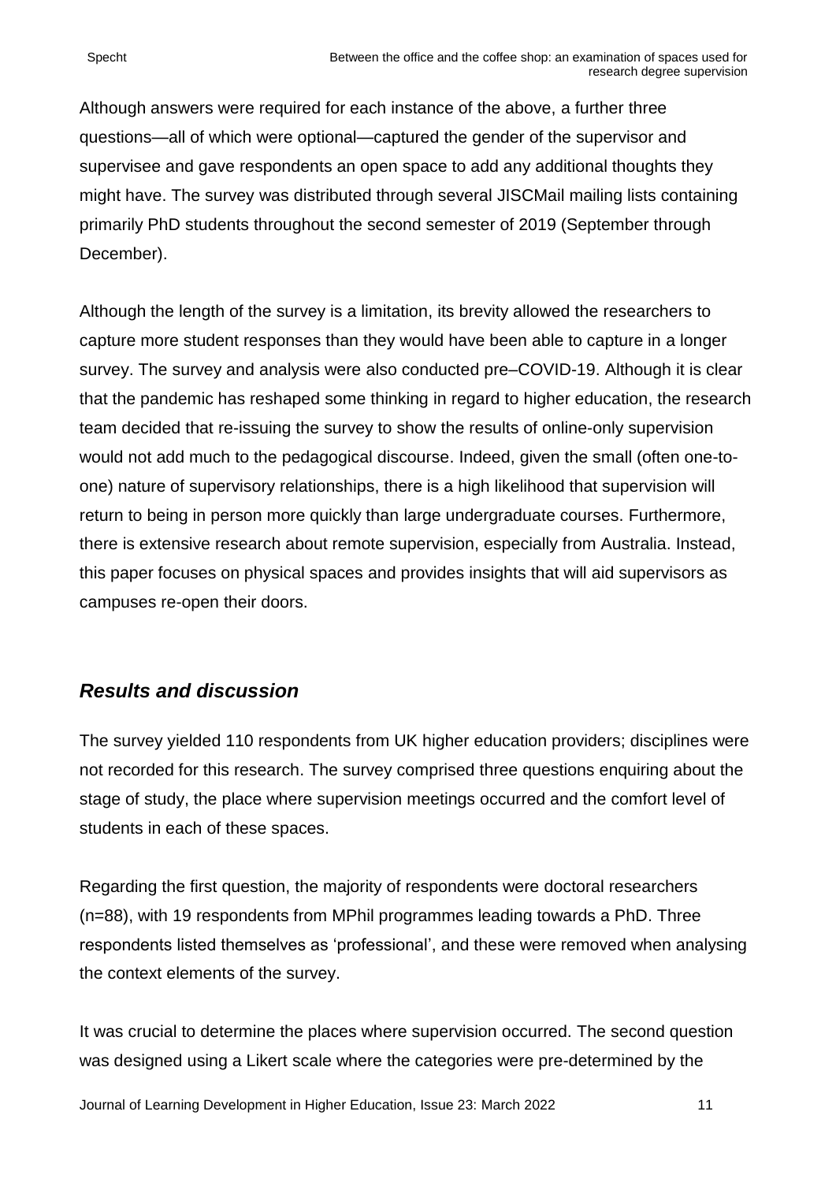Although answers were required for each instance of the above, a further three questions—all of which were optional—captured the gender of the supervisor and supervisee and gave respondents an open space to add any additional thoughts they might have. The survey was distributed through several JISCMail mailing lists containing primarily PhD students throughout the second semester of 2019 (September through December).

Although the length of the survey is a limitation, its brevity allowed the researchers to capture more student responses than they would have been able to capture in a longer survey. The survey and analysis were also conducted pre–COVID-19. Although it is clear that the pandemic has reshaped some thinking in regard to higher education, the research team decided that re-issuing the survey to show the results of online-only supervision would not add much to the pedagogical discourse. Indeed, given the small (often one-to-one) nature of supervisory relationships, there is a high likelihood that supervision will return to being in person more quickly than large undergraduate courses. Furthermore, there is extensive research about remote supervision, especially from Australia. Instead, this paper focuses on physical spaces and provides insights that will aid supervisors as campuses re-open their doors.

## *Results and discussion*

The survey yielded 110 respondents from UK higher education providers; disciplines were not recorded for this research. The survey comprised three questions enquiring about the stage of study, the place where supervision meetings occurred and the comfort level of students in each of these spaces.

Regarding the first question, the majority of respondents were doctoral researchers (n=88), with 19 respondents from MPhil programmes leading towards a PhD. Three respondents listed themselves as 'professional', and these were removed when analysing the context elements of the survey.

It was crucial to determine the places where supervision occurred. The second question was designed using a Likert scale where the categories were pre-determined by the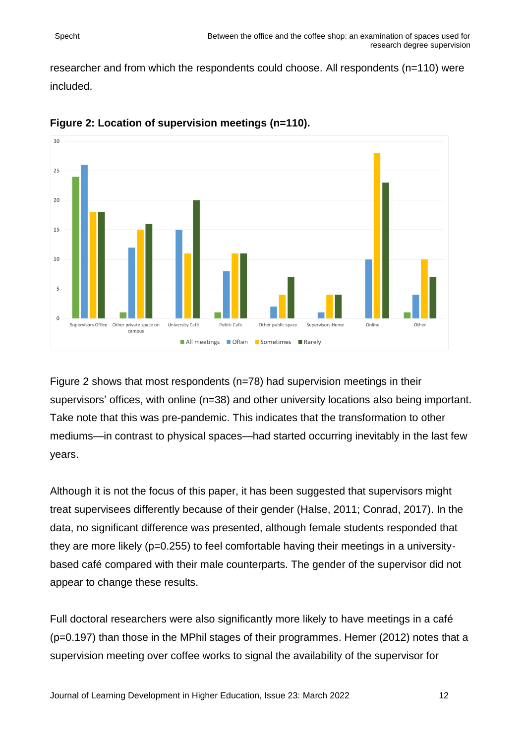researcher and from which the respondents could choose. All respondents (n=110) were included.

**Figure 2: Location of supervision meetings (n=110).**

30
25
20
15
10
5
0

Supervisors Office
Other private space on campus
University Café
Public Cafe
Other public space
Supervisors Home
Online
Other

All meetings
Often
Sometimes
Rarely

Figure 2 shows that most respondents (n=78) had supervision meetings in their supervisors' offices, with online (n=38) and other university locations also being important. Take note that this was pre-pandemic. This indicates that the transformation to other mediums—in contrast to physical spaces—had started occurring inevitably in the last few years.

Although it is not the focus of this paper, it has been suggested that supervisors might treat supervisees differently because of their gender (Halse, 2011; Conrad, 2017). In the data, no significant difference was presented, although female students responded that they are more likely ($p=0.255$) to feel comfortable having their meetings in a university-based café compared with their male counterparts. The gender of the supervisor did not appear to change these results.

Full doctoral researchers were also significantly more likely to have meetings in a café ($p=0.197$) than those in the MPhil stages of their programmes. Hemer (2012) notes that a supervision meeting over coffee works to signal the availability of the supervisor for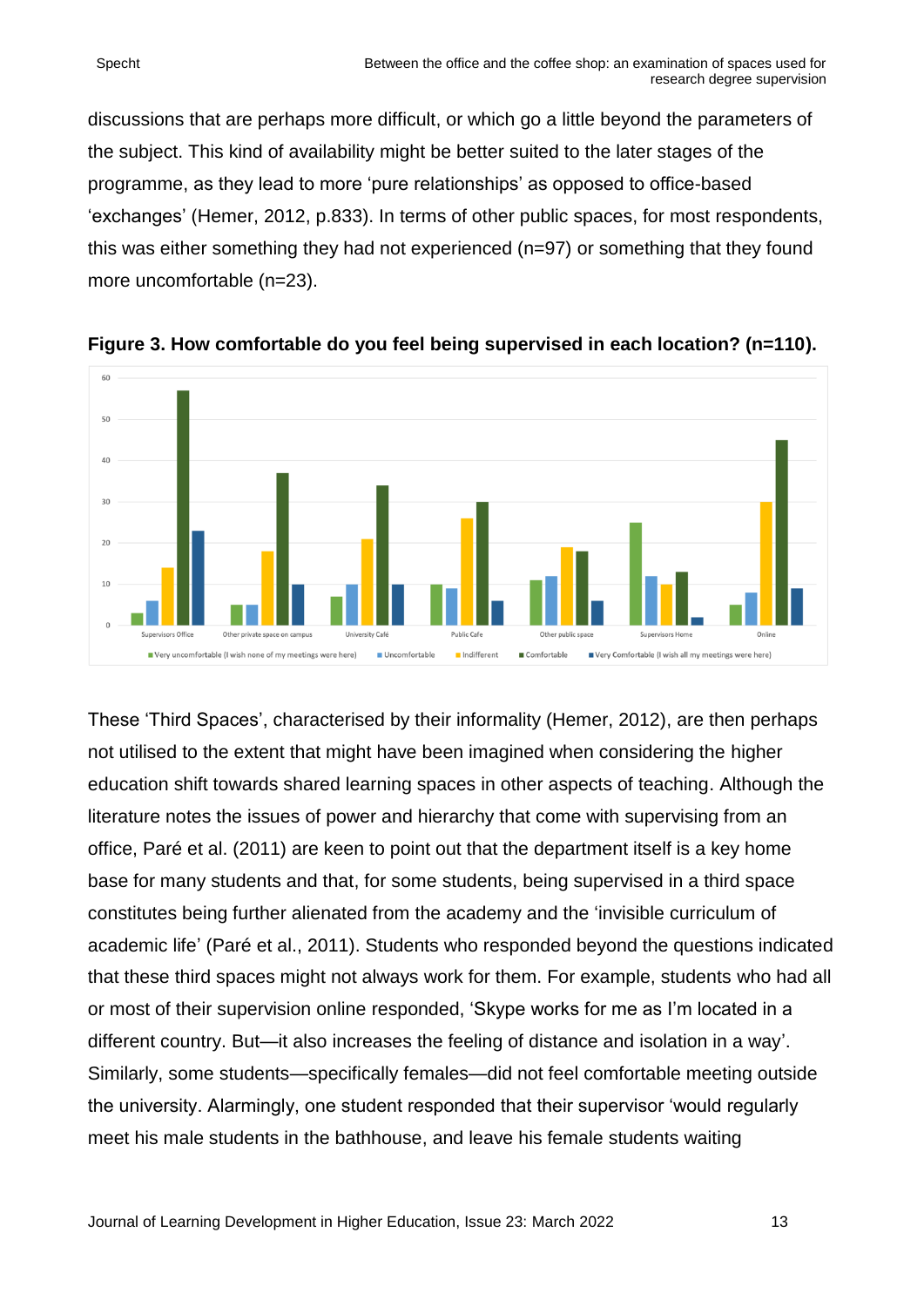discussions that are perhaps more difficult, or which go a little beyond the parameters of the subject. This kind of availability might be better suited to the later stages of the programme, as they lead to more 'pure relationships' as opposed to office-based 'exchanges' (Hemer, 2012, p.833). In terms of other public spaces, for most respondents, this was either something they had not experienced (n=97) or something that they found more uncomfortable (n=23).

**Figure 3. How comfortable do you feel being supervised in each location? (n=110).**

60
50
40
30
20
10
0

Supervisors Office
Other private space on campus
University Café
Public Cafe
Other public space
Supervisors Home
Online

Very uncomfortable (I wish none of my meetings were here)
Uncomfortable
Indifferent
Comfortable
Very Comfortable (I wish all my meetings were here)

These 'Third Spaces', characterised by their informality (Hemer, 2012), are then perhaps not utilised to the extent that might have been imagined when considering the higher education shift towards shared learning spaces in other aspects of teaching. Although the literature notes the issues of power and hierarchy that come with supervising from an office, Paré et al. (2011) are keen to point out that the department itself is a key home base for many students and that, for some students, being supervised in a third space constitutes being further alienated from the academy and the 'invisible curriculum of academic life' (Paré et al., 2011). Students who responded beyond the questions indicated that these third spaces might not always work for them. For example, students who had all or most of their supervision online responded, 'Skype works for me as I'm located in a different country. But—it also increases the feeling of distance and isolation in a way'. Similarly, some students—specifically females—did not feel comfortable meeting outside the university. Alarmingly, one student responded that their supervisor 'would regularly meet his male students in the bathhouse, and leave his female students waiting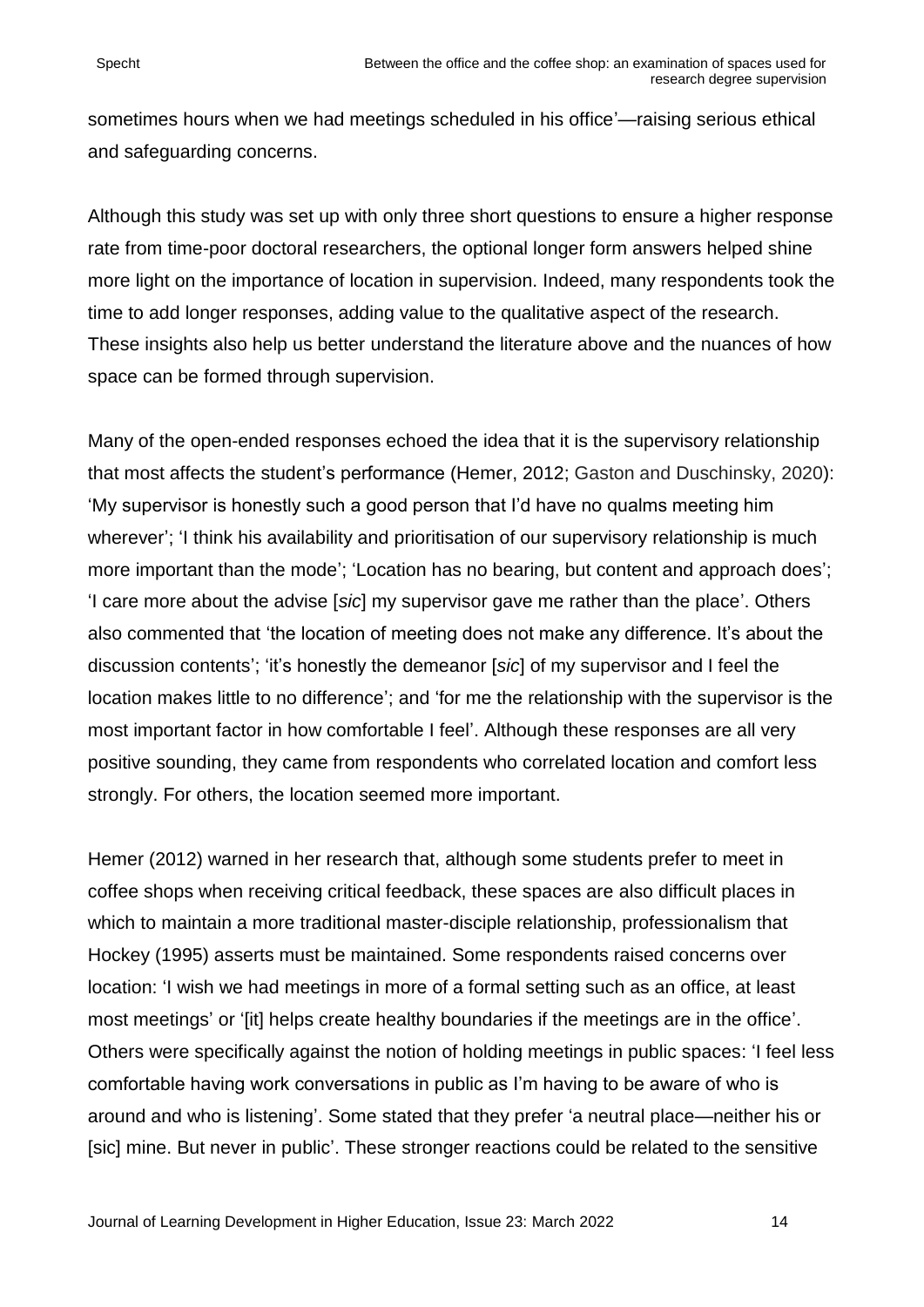sometimes hours when we had meetings scheduled in his office'—raising serious ethical and safeguarding concerns.

Although this study was set up with only three short questions to ensure a higher response rate from time-poor doctoral researchers, the optional longer form answers helped shine more light on the importance of location in supervision. Indeed, many respondents took the time to add longer responses, adding value to the qualitative aspect of the research. These insights also help us better understand the literature above and the nuances of how space can be formed through supervision.

Many of the open-ended responses echoed the idea that it is the supervisory relationship that most affects the student's performance (Hemer, 2012; Gaston and Duschinsky, 2020): 'My supervisor is honestly such a good person that I'd have no qualms meeting him wherever'; 'I think his availability and prioritisation of our supervisory relationship is much more important than the mode'; 'Location has no bearing, but content and approach does'; 'I care more about the advise [*sic*] my supervisor gave me rather than the place'. Others also commented that 'the location of meeting does not make any difference. It's about the discussion contents'; 'it's honestly the demeanor [*sic*] of my supervisor and I feel the location makes little to no difference'; and 'for me the relationship with the supervisor is the most important factor in how comfortable I feel'. Although these responses are all very positive sounding, they came from respondents who correlated location and comfort less strongly. For others, the location seemed more important.

Hemer (2012) warned in her research that, although some students prefer to meet in coffee shops when receiving critical feedback, these spaces are also difficult places in which to maintain a more traditional master-disciple relationship, professionalism that Hockey (1995) asserts must be maintained. Some respondents raised concerns over location: 'I wish we had meetings in more of a formal setting such as an office, at least most meetings' or '[it] helps create healthy boundaries if the meetings are in the office'. Others were specifically against the notion of holding meetings in public spaces: 'I feel less comfortable having work conversations in public as I'm having to be aware of who is around and who is listening'. Some stated that they prefer 'a neutral place—neither his or [sic] mine. But never in public'. These stronger reactions could be related to the sensitive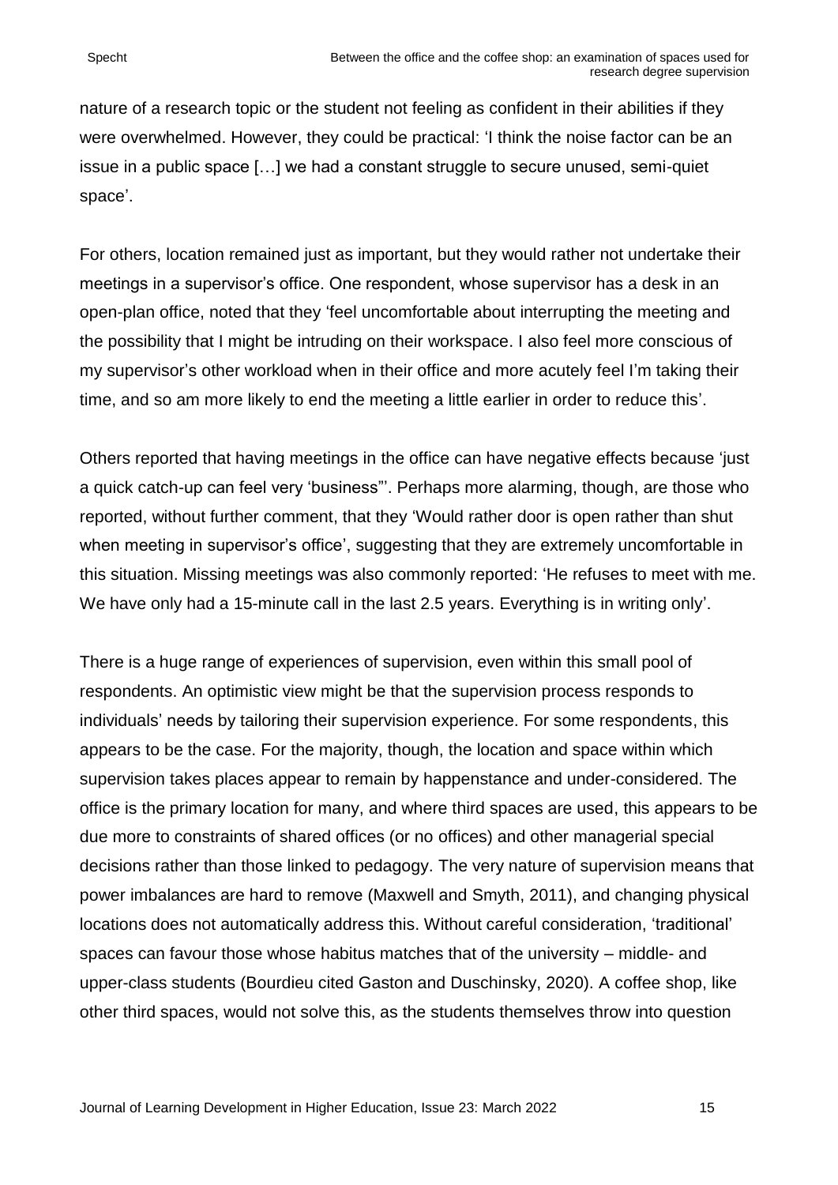nature of a research topic or the student not feeling as confident in their abilities if they were overwhelmed. However, they could be practical: 'I think the noise factor can be an issue in a public space […] we had a constant struggle to secure unused, semi-quiet space'.

For others, location remained just as important, but they would rather not undertake their meetings in a supervisor's office. One respondent, whose supervisor has a desk in an open-plan office, noted that they 'feel uncomfortable about interrupting the meeting and the possibility that I might be intruding on their workspace. I also feel more conscious of my supervisor's other workload when in their office and more acutely feel I'm taking their time, and so am more likely to end the meeting a little earlier in order to reduce this'.

Others reported that having meetings in the office can have negative effects because 'just a quick catch-up can feel very 'business"'. Perhaps more alarming, though, are those who reported, without further comment, that they 'Would rather door is open rather than shut when meeting in supervisor's office', suggesting that they are extremely uncomfortable in this situation. Missing meetings was also commonly reported: 'He refuses to meet with me. We have only had a 15-minute call in the last 2.5 years. Everything is in writing only'.

There is a huge range of experiences of supervision, even within this small pool of respondents. An optimistic view might be that the supervision process responds to individuals' needs by tailoring their supervision experience. For some respondents, this appears to be the case. For the majority, though, the location and space within which supervision takes places appear to remain by happenstance and under-considered. The office is the primary location for many, and where third spaces are used, this appears to be due more to constraints of shared offices (or no offices) and other managerial special decisions rather than those linked to pedagogy. The very nature of supervision means that power imbalances are hard to remove (Maxwell and Smyth, 2011), and changing physical locations does not automatically address this. Without careful consideration, 'traditional' spaces can favour those whose habitus matches that of the university – middle- and upper-class students (Bourdieu cited Gaston and Duschinsky, 2020). A coffee shop, like other third spaces, would not solve this, as the students themselves throw into question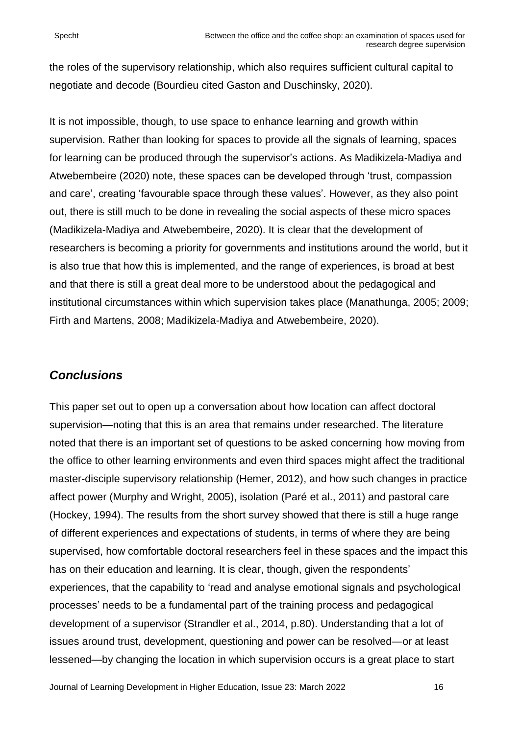the roles of the supervisory relationship, which also requires sufficient cultural capital to negotiate and decode (Bourdieu cited Gaston and Duschinsky, 2020).

It is not impossible, though, to use space to enhance learning and growth within supervision. Rather than looking for spaces to provide all the signals of learning, spaces for learning can be produced through the supervisor's actions. As Madikizela-Madiya and Atwebembeire (2020) note, these spaces can be developed through 'trust, compassion and care', creating 'favourable space through these values'. However, as they also point out, there is still much to be done in revealing the social aspects of these micro spaces (Madikizela-Madiya and Atwebembeire, 2020). It is clear that the development of researchers is becoming a priority for governments and institutions around the world, but it is also true that how this is implemented, and the range of experiences, is broad at best and that there is still a great deal more to be understood about the pedagogical and institutional circumstances within which supervision takes place (Manathunga, 2005; 2009; Firth and Martens, 2008; Madikizela-Madiya and Atwebembeire, 2020).

## *Conclusions*

This paper set out to open up a conversation about how location can affect doctoral supervision—noting that this is an area that remains under researched. The literature noted that there is an important set of questions to be asked concerning how moving from the office to other learning environments and even third spaces might affect the traditional master-disciple supervisory relationship (Hemer, 2012), and how such changes in practice affect power (Murphy and Wright, 2005), isolation (Paré et al., 2011) and pastoral care (Hockey, 1994). The results from the short survey showed that there is still a huge range of different experiences and expectations of students, in terms of where they are being supervised, how comfortable doctoral researchers feel in these spaces and the impact this has on their education and learning. It is clear, though, given the respondents' experiences, that the capability to 'read and analyse emotional signals and psychological processes' needs to be a fundamental part of the training process and pedagogical development of a supervisor (Strandler et al., 2014, p.80). Understanding that a lot of issues around trust, development, questioning and power can be resolved—or at least lessened—by changing the location in which supervision occurs is a great place to start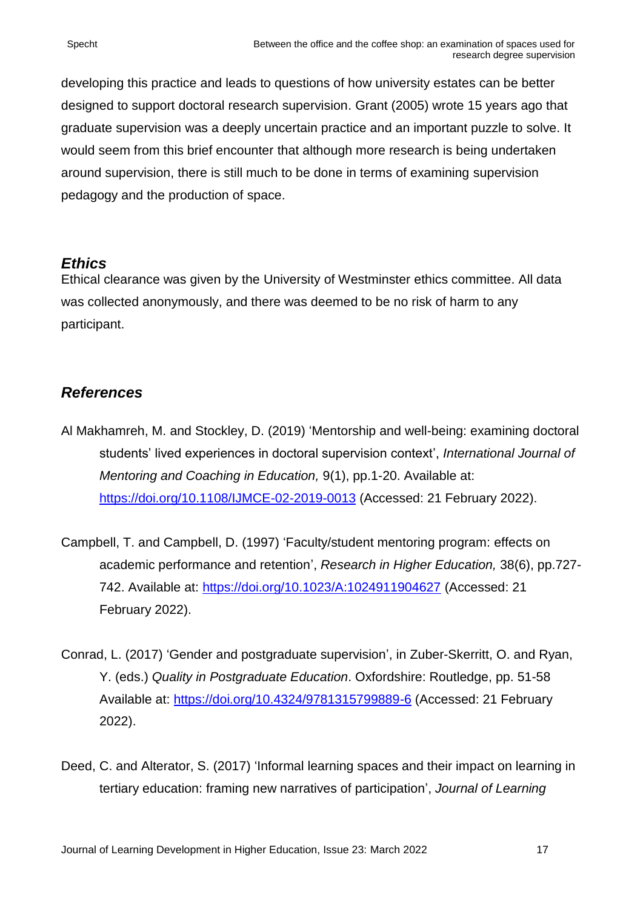developing this practice and leads to questions of how university estates can be better designed to support doctoral research supervision. Grant (2005) wrote 15 years ago that graduate supervision was a deeply uncertain practice and an important puzzle to solve. It would seem from this brief encounter that although more research is being undertaken around supervision, there is still much to be done in terms of examining supervision pedagogy and the production of space.

## *Ethics*

Ethical clearance was given by the University of Westminster ethics committee. All data was collected anonymously, and there was deemed to be no risk of harm to any participant.

## *References*

Al Makhamreh, M. and Stockley, D. (2019) 'Mentorship and well-being: examining doctoral students' lived experiences in doctoral supervision context', *International Journal of Mentoring and Coaching in Education,* 9(1), pp.1-20. Available at: https://doi.org/10.1108/IJMCE-02-2019-0013 (Accessed: 21 February 2022).

Campbell, T. and Campbell, D. (1997) 'Faculty/student mentoring program: effects on academic performance and retention', *Research in Higher Education,* 38(6), pp.727-742. Available at: https://doi.org/10.1023/A:1024911904627 (Accessed: 21 February 2022).

Conrad, L. (2017) 'Gender and postgraduate supervision', in Zuber-Skerritt, O. and Ryan, Y. (eds.) *Quality in Postgraduate Education*. Oxfordshire: Routledge, pp. 51-58 Available at: https://doi.org/10.4324/9781315799889-6 (Accessed: 21 February 2022).

Deed, C. and Alterator, S. (2017) 'Informal learning spaces and their impact on learning in tertiary education: framing new narratives of participation', *Journal of Learning*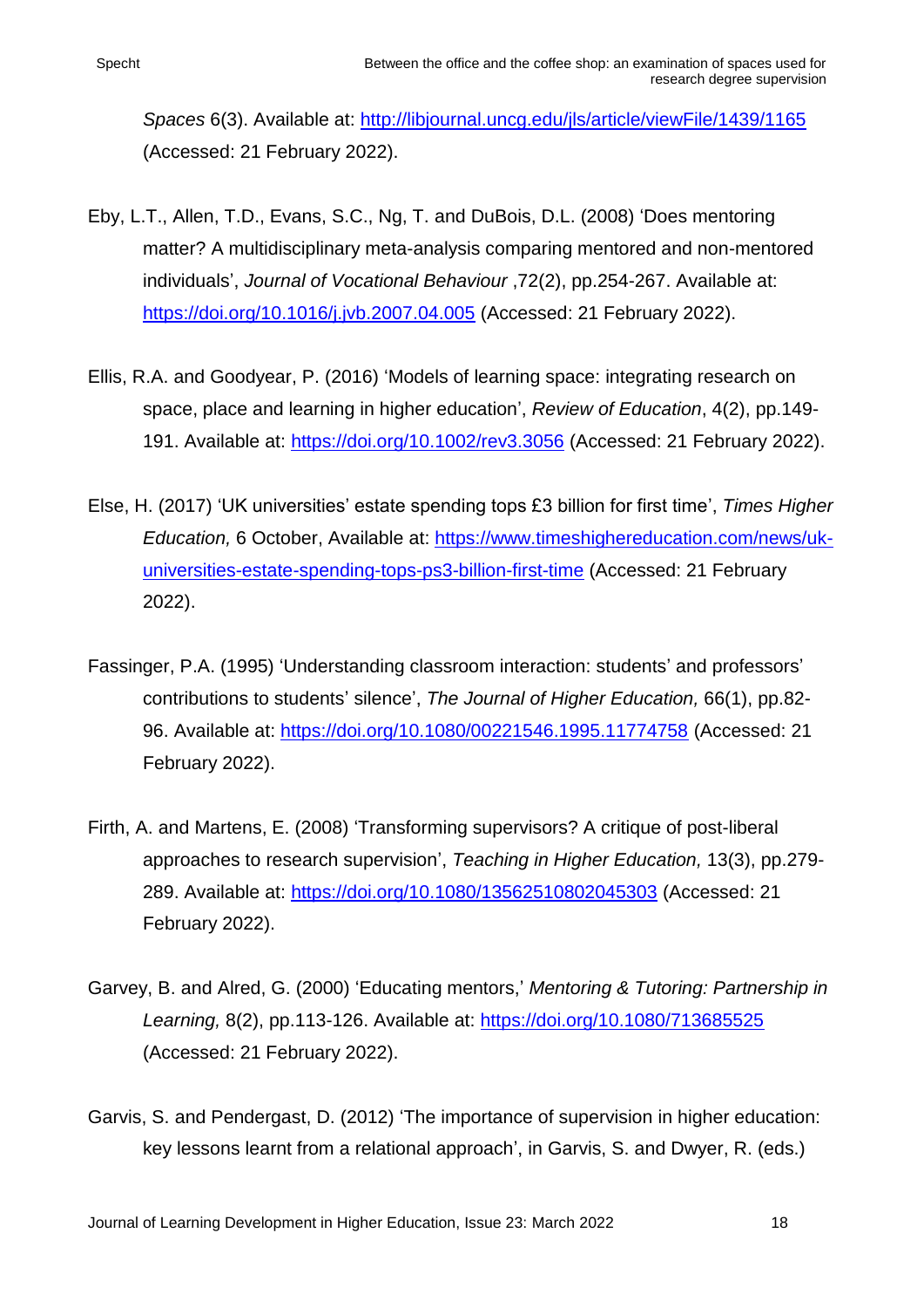*Spaces* 6(3). Available at: http://libjournal.uncg.edu/jls/article/viewFile/1439/1165 (Accessed: 21 February 2022).

Eby, L.T., Allen, T.D., Evans, S.C., Ng, T. and DuBois, D.L. (2008) 'Does mentoring matter? A multidisciplinary meta-analysis comparing mentored and non-mentored individuals', *Journal of Vocational Behaviour* ,72(2), pp.254-267. Available at: https://doi.org/10.1016/j.jvb.2007.04.005 (Accessed: 21 February 2022).

Ellis, R.A. and Goodyear, P. (2016) 'Models of learning space: integrating research on space, place and learning in higher education', *Review of Education*, 4(2), pp.149-191. Available at: https://doi.org/10.1002/rev3.3056 (Accessed: 21 February 2022).

Else, H. (2017) 'UK universities' estate spending tops £3 billion for first time', *Times Higher Education,* 6 October, Available at: https://www.timeshighereducation.com/news/uk-universities-estate-spending-tops-ps3-billion-first-time (Accessed: 21 February 2022).

Fassinger, P.A. (1995) 'Understanding classroom interaction: students' and professors' contributions to students' silence', *The Journal of Higher Education,* 66(1), pp.82-96. Available at: https://doi.org/10.1080/00221546.1995.11774758 (Accessed: 21 February 2022).

Firth, A. and Martens, E. (2008) 'Transforming supervisors? A critique of post-liberal approaches to research supervision', *Teaching in Higher Education,* 13(3), pp.279-289. Available at: https://doi.org/10.1080/13562510802045303 (Accessed: 21 February 2022).

Garvey, B. and Alred, G. (2000) 'Educating mentors,' *Mentoring & Tutoring: Partnership in Learning,* 8(2), pp.113-126. Available at: https://doi.org/10.1080/713685525 (Accessed: 21 February 2022).

Garvis, S. and Pendergast, D. (2012) 'The importance of supervision in higher education: key lessons learnt from a relational approach', in Garvis, S. and Dwyer, R. (eds.)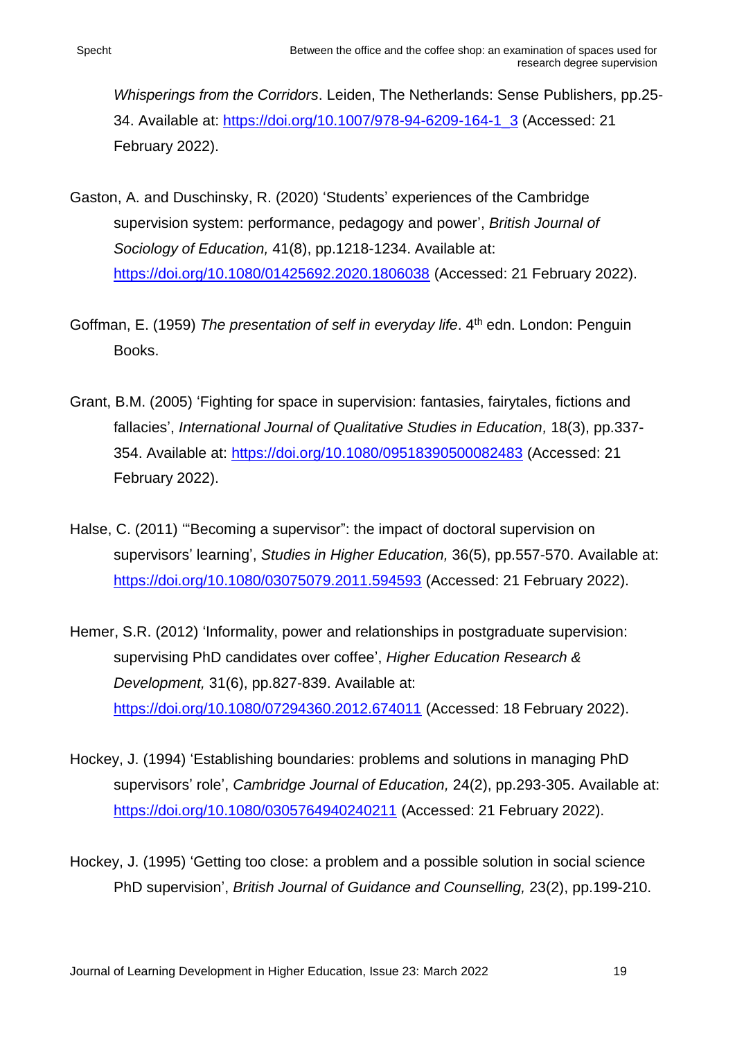*Whisperings from the Corridors*. Leiden, The Netherlands: Sense Publishers, pp.25-34. Available at: https://doi.org/10.1007/978-94-6209-164-1_3 (Accessed: 21 February 2022).

Gaston, A. and Duschinsky, R. (2020) 'Students' experiences of the Cambridge supervision system: performance, pedagogy and power', *British Journal of Sociology of Education,* 41(8), pp.1218-1234. Available at: https://doi.org/10.1080/01425692.2020.1806038 (Accessed: 21 February 2022).

Goffman, E. (1959) *The presentation of self in everyday life*. 4th edn. London: Penguin Books.

Grant, B.M. (2005) 'Fighting for space in supervision: fantasies, fairytales, fictions and fallacies', *International Journal of Qualitative Studies in Education,* 18(3), pp.337-354. Available at: https://doi.org/10.1080/09518390500082483 (Accessed: 21 February 2022).

Halse, C. (2011) '"Becoming a supervisor": the impact of doctoral supervision on supervisors' learning', *Studies in Higher Education,* 36(5), pp.557-570. Available at: https://doi.org/10.1080/03075079.2011.594593 (Accessed: 21 February 2022).

Hemer, S.R. (2012) 'Informality, power and relationships in postgraduate supervision: supervising PhD candidates over coffee', *Higher Education Research & Development,* 31(6), pp.827-839. Available at: https://doi.org/10.1080/07294360.2012.674011 (Accessed: 18 February 2022).

Hockey, J. (1994) 'Establishing boundaries: problems and solutions in managing PhD supervisors' role', *Cambridge Journal of Education,* 24(2), pp.293-305. Available at: https://doi.org/10.1080/0305764940240211 (Accessed: 21 February 2022).

Hockey, J. (1995) 'Getting too close: a problem and a possible solution in social science PhD supervision', *British Journal of Guidance and Counselling,* 23(2), pp.199-210.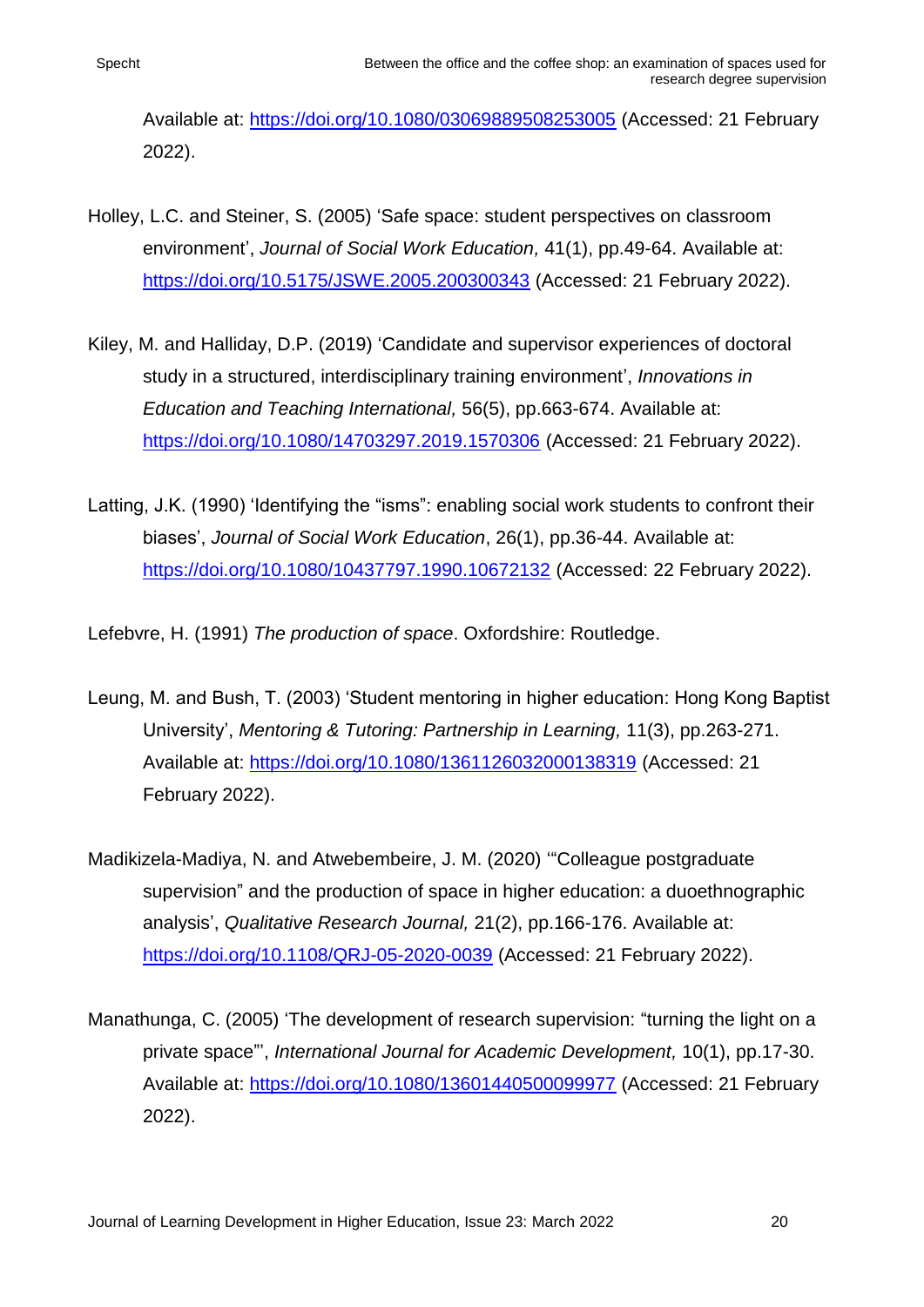Available at: https://doi.org/10.1080/03069889508253005 (Accessed: 21 February 2022).

Holley, L.C. and Steiner, S. (2005) 'Safe space: student perspectives on classroom environment', *Journal of Social Work Education,* 41(1), pp.49-64. Available at: https://doi.org/10.5175/JSWE.2005.200300343 (Accessed: 21 February 2022).

Kiley, M. and Halliday, D.P. (2019) 'Candidate and supervisor experiences of doctoral study in a structured, interdisciplinary training environment', *Innovations in Education and Teaching International,* 56(5), pp.663-674. Available at: https://doi.org/10.1080/14703297.2019.1570306 (Accessed: 21 February 2022).

Latting, J.K. (1990) 'Identifying the "isms": enabling social work students to confront their biases', *Journal of Social Work Education*, 26(1), pp.36-44. Available at: https://doi.org/10.1080/10437797.1990.10672132 (Accessed: 22 February 2022).

Lefebvre, H. (1991) *The production of space*. Oxfordshire: Routledge.

Leung, M. and Bush, T. (2003) 'Student mentoring in higher education: Hong Kong Baptist University', *Mentoring & Tutoring: Partnership in Learning,* 11(3), pp.263-271. Available at: https://doi.org/10.1080/1361126032000138319 (Accessed: 21 February 2022).

Madikizela-Madiya, N. and Atwebembeire, J. M. (2020) '"Colleague postgraduate supervision" and the production of space in higher education: a duoethnographic analysis', *Qualitative Research Journal,* 21(2), pp.166-176. Available at: https://doi.org/10.1108/QRJ-05-2020-0039 (Accessed: 21 February 2022).

Manathunga, C. (2005) 'The development of research supervision: "turning the light on a private space"', *International Journal for Academic Development,* 10(1), pp.17-30. Available at: https://doi.org/10.1080/13601440500099977 (Accessed: 21 February 2022).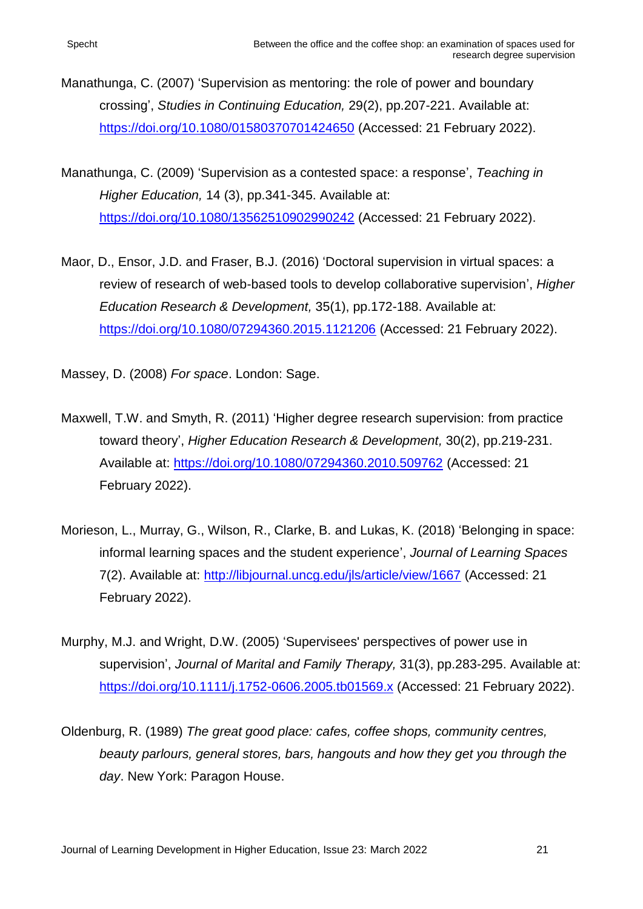Manathunga, C. (2007) 'Supervision as mentoring: the role of power and boundary crossing', *Studies in Continuing Education,* 29(2), pp.207-221. Available at: https://doi.org/10.1080/01580370701424650 (Accessed: 21 February 2022).

Manathunga, C. (2009) 'Supervision as a contested space: a response', *Teaching in Higher Education,* 14 (3), pp.341-345. Available at: https://doi.org/10.1080/13562510902990242 (Accessed: 21 February 2022).

Maor, D., Ensor, J.D. and Fraser, B.J. (2016) 'Doctoral supervision in virtual spaces: a review of research of web-based tools to develop collaborative supervision', *Higher Education Research & Development,* 35(1), pp.172-188. Available at: https://doi.org/10.1080/07294360.2015.1121206 (Accessed: 21 February 2022).

Massey, D. (2008) *For space*. London: Sage.

Maxwell, T.W. and Smyth, R. (2011) 'Higher degree research supervision: from practice toward theory', *Higher Education Research & Development,* 30(2), pp.219-231. Available at: https://doi.org/10.1080/07294360.2010.509762 (Accessed: 21 February 2022).

Morieson, L., Murray, G., Wilson, R., Clarke, B. and Lukas, K. (2018) 'Belonging in space: informal learning spaces and the student experience', *Journal of Learning Spaces* 7(2). Available at: http://libjournal.uncg.edu/jls/article/view/1667 (Accessed: 21 February 2022).

Murphy, M.J. and Wright, D.W. (2005) 'Supervisees' perspectives of power use in supervision', *Journal of Marital and Family Therapy,* 31(3), pp.283-295. Available at: https://doi.org/10.1111/j.1752-0606.2005.tb01569.x (Accessed: 21 February 2022).

Oldenburg, R. (1989) *The great good place: cafes, coffee shops, community centres, beauty parlours, general stores, bars, hangouts and how they get you through the day*. New York: Paragon House.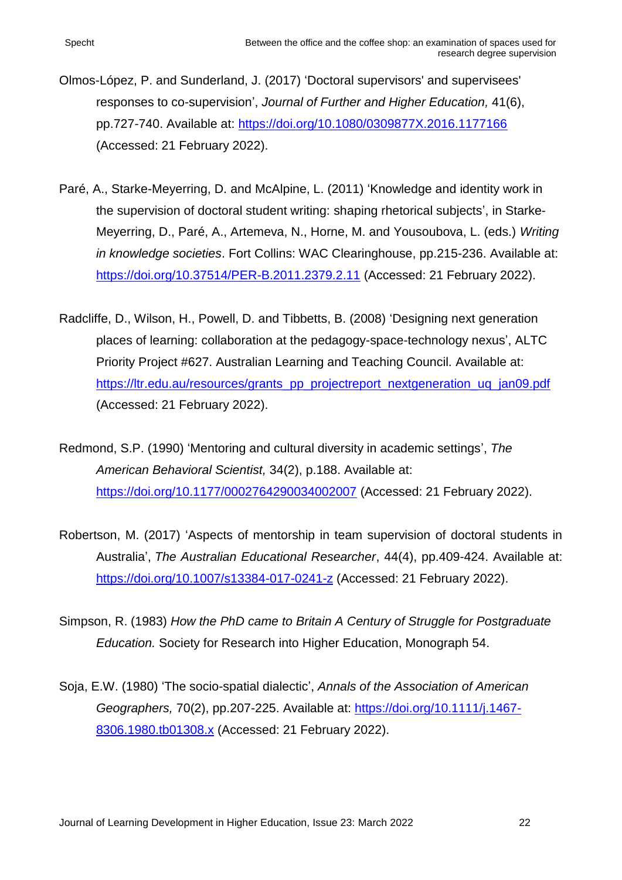Olmos-López, P. and Sunderland, J. (2017) 'Doctoral supervisors' and supervisees' responses to co-supervision', *Journal of Further and Higher Education,* 41(6), pp.727-740. Available at: https://doi.org/10.1080/0309877X.2016.1177166 (Accessed: 21 February 2022).

Paré, A., Starke-Meyerring, D. and McAlpine, L. (2011) 'Knowledge and identity work in the supervision of doctoral student writing: shaping rhetorical subjects', in Starke-Meyerring, D., Paré, A., Artemeva, N., Horne, M. and Yousoubova, L. (eds.) *Writing in knowledge societies*. Fort Collins: WAC Clearinghouse, pp.215-236. Available at: https://doi.org/10.37514/PER-B.2011.2379.2.11 (Accessed: 21 February 2022).

Radcliffe, D., Wilson, H., Powell, D. and Tibbetts, B. (2008) 'Designing next generation places of learning: collaboration at the pedagogy-space-technology nexus', ALTC Priority Project #627. Australian Learning and Teaching Council. Available at: https://ltr.edu.au/resources/grants_pp_projectreport_nextgeneration_uq_jan09.pdf (Accessed: 21 February 2022).

Redmond, S.P. (1990) 'Mentoring and cultural diversity in academic settings', *The American Behavioral Scientist,* 34(2), p.188. Available at: https://doi.org/10.1177/0002764290034002007 (Accessed: 21 February 2022).

Robertson, M. (2017) 'Aspects of mentorship in team supervision of doctoral students in Australia', *The Australian Educational Researcher*, 44(4), pp.409-424. Available at: https://doi.org/10.1007/s13384-017-0241-z (Accessed: 21 February 2022).

Simpson, R. (1983) *How the PhD came to Britain A Century of Struggle for Postgraduate Education.* Society for Research into Higher Education, Monograph 54.

Soja, E.W. (1980) 'The socio-spatial dialectic', *Annals of the Association of American Geographers,* 70(2), pp.207-225. Available at: https://doi.org/10.1111/j.1467-8306.1980.tb01308.x (Accessed: 21 February 2022).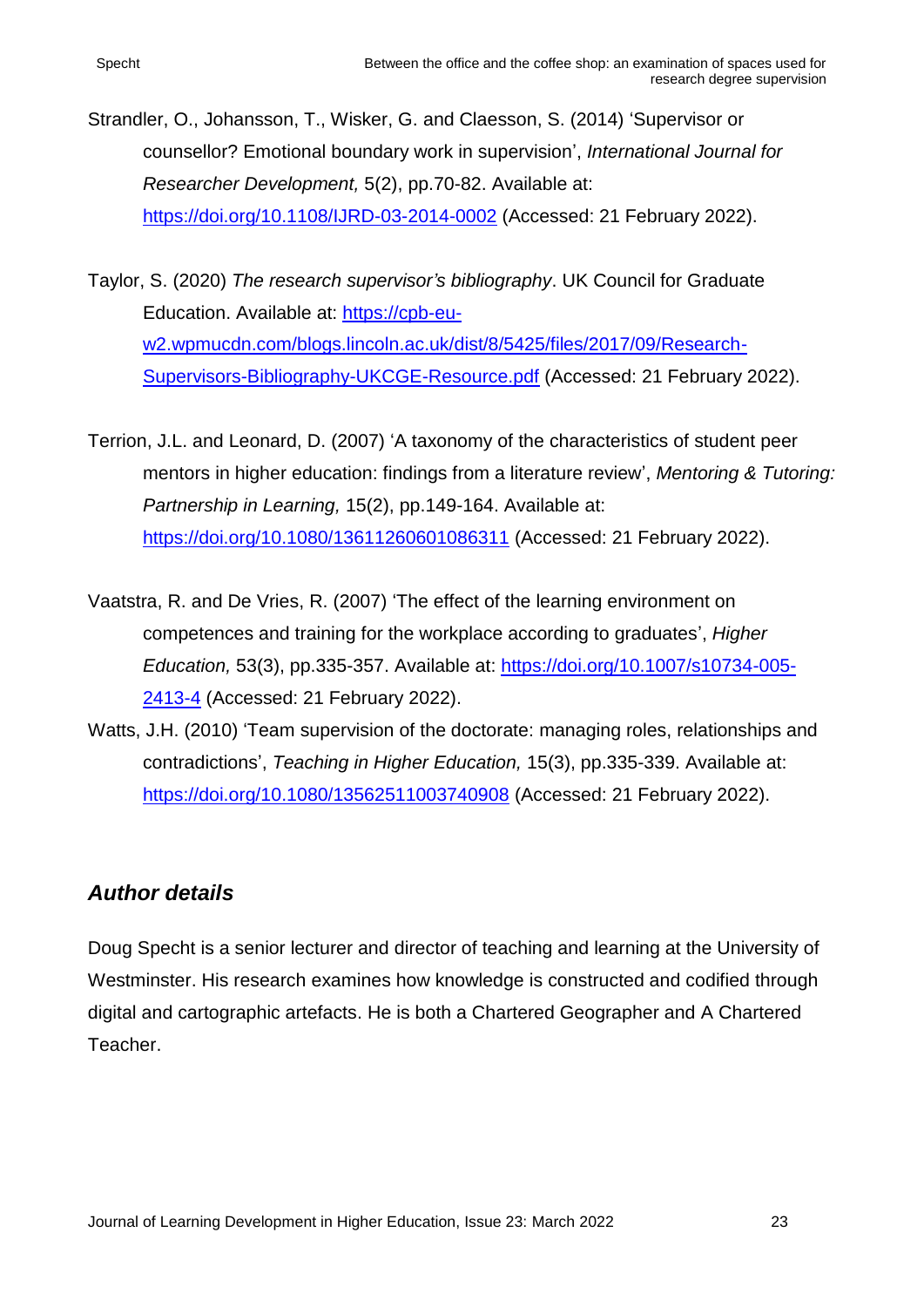Strandler, O., Johansson, T., Wisker, G. and Claesson, S. (2014) 'Supervisor or counsellor? Emotional boundary work in supervision', *International Journal for Researcher Development,* 5(2), pp.70-82. Available at: https://doi.org/10.1108/IJRD-03-2014-0002 (Accessed: 21 February 2022).

Taylor, S. (2020) *The research supervisor's bibliography*. UK Council for Graduate Education. Available at: https://cpb-eu-w2.wpmucdn.com/blogs.lincoln.ac.uk/dist/8/5425/files/2017/09/Research-Supervisors-Bibliography-UKCGE-Resource.pdf (Accessed: 21 February 2022).

Terrion, J.L. and Leonard, D. (2007) 'A taxonomy of the characteristics of student peer mentors in higher education: findings from a literature review', *Mentoring & Tutoring: Partnership in Learning,* 15(2), pp.149-164. Available at: https://doi.org/10.1080/13611260601086311 (Accessed: 21 February 2022).

Vaatstra, R. and De Vries, R. (2007) 'The effect of the learning environment on competences and training for the workplace according to graduates', *Higher Education,* 53(3), pp.335-357. Available at: https://doi.org/10.1007/s10734-005-2413-4 (Accessed: 21 February 2022).

Watts, J.H. (2010) 'Team supervision of the doctorate: managing roles, relationships and contradictions', *Teaching in Higher Education,* 15(3), pp.335-339. Available at: https://doi.org/10.1080/13562511003740908 (Accessed: 21 February 2022).

## *Author details*

Doug Specht is a senior lecturer and director of teaching and learning at the University of Westminster. His research examines how knowledge is constructed and codified through digital and cartographic artefacts. He is both a Chartered Geographer and A Chartered Teacher.